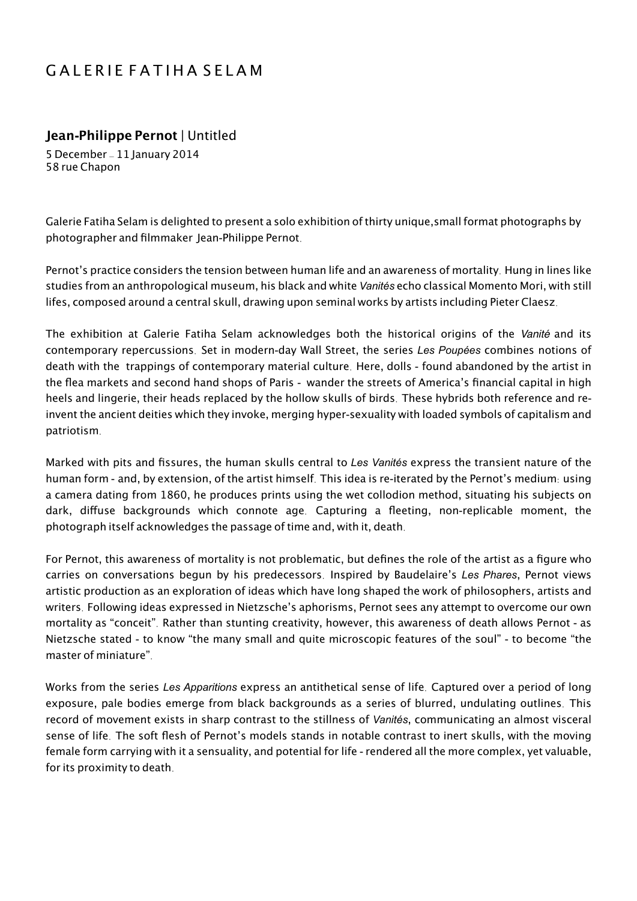# GALERIE FATIHA SELAM

## **Jean-Philippe Pernot** | Untitled

5 December – 11 January 2014
58 rue Chapon

Galerie Fatiha Selam is delighted to present a solo exhibition of thirty unique,small format photographs by photographer and filmmaker Jean-Philippe Pernot.

Pernot's practice considers the tension between human life and an awareness of mortality. Hung in lines like studies from an anthropological museum, his black and white *Vanités* echo classical Momento Mori, with still lifes, composed around a central skull, drawing upon seminal works by artists including Pieter Claesz.

The exhibition at Galerie Fatiha Selam acknowledges both the historical origins of the *Vanité* and its contemporary repercussions. Set in modern-day Wall Street, the series *Les Poupées* combines notions of death with the trappings of contemporary material culture. Here, dolls - found abandoned by the artist in the flea markets and second hand shops of Paris - wander the streets of America's financial capital in high heels and lingerie, their heads replaced by the hollow skulls of birds. These hybrids both reference and re-invent the ancient deities which they invoke, merging hyper-sexuality with loaded symbols of capitalism and patriotism.

Marked with pits and fissures, the human skulls central to *Les Vanités* express the transient nature of the human form - and, by extension, of the artist himself. This idea is re-iterated by the Pernot's medium: using a camera dating from 1860, he produces prints using the wet collodion method, situating his subjects on dark, diffuse backgrounds which connote age. Capturing a fleeting, non-replicable moment, the photograph itself acknowledges the passage of time and, with it, death.

For Pernot, this awareness of mortality is not problematic, but defines the role of the artist as a figure who carries on conversations begun by his predecessors. Inspired by Baudelaire's *Les Phares*, Pernot views artistic production as an exploration of ideas which have long shaped the work of philosophers, artists and writers. Following ideas expressed in Nietzsche's aphorisms, Pernot sees any attempt to overcome our own mortality as "conceit". Rather than stunting creativity, however, this awareness of death allows Pernot - as Nietzsche stated - to know "the many small and quite microscopic features of the soul" - to become "the master of miniature".

Works from the series *Les Apparitions* express an antithetical sense of life. Captured over a period of long exposure, pale bodies emerge from black backgrounds as a series of blurred, undulating outlines. This record of movement exists in sharp contrast to the stillness of *Vanités*, communicating an almost visceral sense of life. The soft flesh of Pernot's models stands in notable contrast to inert skulls, with the moving female form carrying with it a sensuality, and potential for life - rendered all the more complex, yet valuable, for its proximity to death.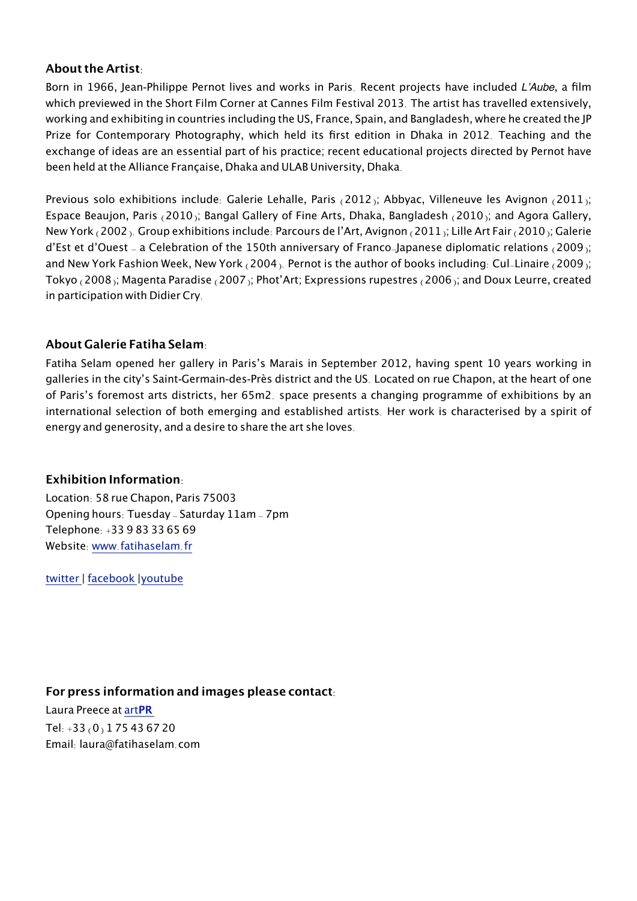**About the Artist:**

Born in 1966, Jean-Philippe Pernot lives and works in Paris. Recent projects have included *L'Aube*, a film which previewed in the Short Film Corner at Cannes Film Festival 2013. The artist has travelled extensively, working and exhibiting in countries including the US, France, Spain, and Bangladesh, where he created the JP Prize for Contemporary Photography, which held its first edition in Dhaka in 2012. Teaching and the exchange of ideas are an essential part of his practice; recent educational projects directed by Pernot have been held at the Alliance Française, Dhaka and ULAB University, Dhaka.

Previous solo exhibitions include: Galerie Lehalle, Paris (2012); Abbyac, Villeneuve les Avignon (2011); Espace Beaujon, Paris (2010); Bangal Gallery of Fine Arts, Dhaka, Bangladesh (2010); and Agora Gallery, New York (2002). Group exhibitions include: Parcours de l'Art, Avignon (2011); Lille Art Fair (2010); Galerie d'Est et d'Ouest – a Celebration of the 150th anniversary of Franco-Japanese diplomatic relations (2009); and New York Fashion Week, New York (2004). Pernot is the author of books including: Cul-Linaire (2009); Tokyo (2008); Magenta Paradise (2007); Phot'Art; Expressions rupestres (2006); and Doux Leurre, created in participation with Didier Cry.

**About Galerie Fatiha Selam:**

Fatiha Selam opened her gallery in Paris's Marais in September 2012, having spent 10 years working in galleries in the city's Saint-Germain-des-Près district and the US. Located on rue Chapon, at the heart of one of Paris's foremost arts districts, her 65m2. space presents a changing programme of exhibitions by an international selection of both emerging and established artists. Her work is characterised by a spirit of energy and generosity, and a desire to share the art she loves.

**Exhibition Information:**

Location: 58 rue Chapon, Paris 75003
Opening hours: Tuesday – Saturday 11am – 7pm
Telephone: +33 9 83 33 65 69
Website: www.fatihaselam.fr

twitter | facebook | youtube

**For press information and images please contact:**

Laura Preece at art**PR**
Tel: +33 (0) 1 75 43 67 20
Email: laura@fatihaselam.com